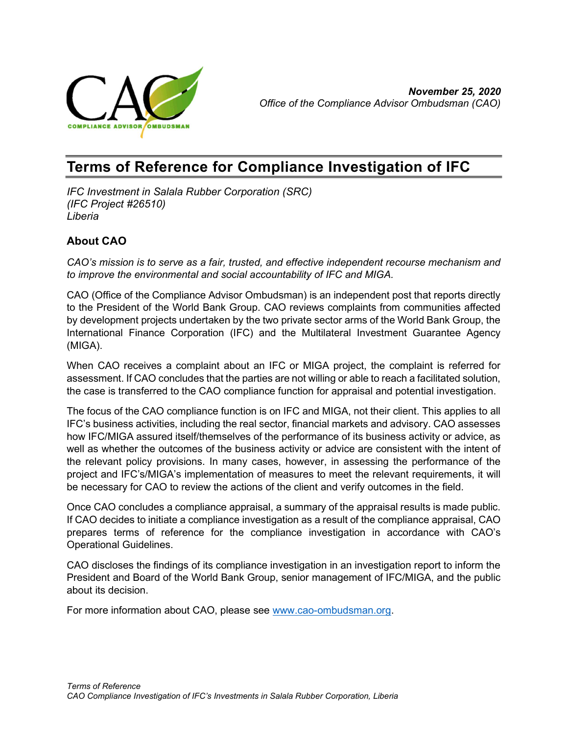***November 25, 2020***
*Office of the Compliance Advisor Ombudsman (CAO)*

# Terms of Reference for Compliance Investigation of IFC

*IFC Investment in Salala Rubber Corporation (SRC)*
*(IFC Project #26510)*
*Liberia*

## About CAO

*CAO's mission is to serve as a fair, trusted, and effective independent recourse mechanism and to improve the environmental and social accountability of IFC and MIGA.*

CAO (Office of the Compliance Advisor Ombudsman) is an independent post that reports directly to the President of the World Bank Group. CAO reviews complaints from communities affected by development projects undertaken by the two private sector arms of the World Bank Group, the International Finance Corporation (IFC) and the Multilateral Investment Guarantee Agency (MIGA).

When CAO receives a complaint about an IFC or MIGA project, the complaint is referred for assessment. If CAO concludes that the parties are not willing or able to reach a facilitated solution, the case is transferred to the CAO compliance function for appraisal and potential investigation.

The focus of the CAO compliance function is on IFC and MIGA, not their client. This applies to all IFC's business activities, including the real sector, financial markets and advisory. CAO assesses how IFC/MIGA assured itself/themselves of the performance of its business activity or advice, as well as whether the outcomes of the business activity or advice are consistent with the intent of the relevant policy provisions. In many cases, however, in assessing the performance of the project and IFC's/MIGA's implementation of measures to meet the relevant requirements, it will be necessary for CAO to review the actions of the client and verify outcomes in the field.

Once CAO concludes a compliance appraisal, a summary of the appraisal results is made public. If CAO decides to initiate a compliance investigation as a result of the compliance appraisal, CAO prepares terms of reference for the compliance investigation in accordance with CAO's Operational Guidelines.

CAO discloses the findings of its compliance investigation in an investigation report to inform the President and Board of the World Bank Group, senior management of IFC/MIGA, and the public about its decision.

For more information about CAO, please see [www.cao-ombudsman.org](http://www.cao-ombudsman.org).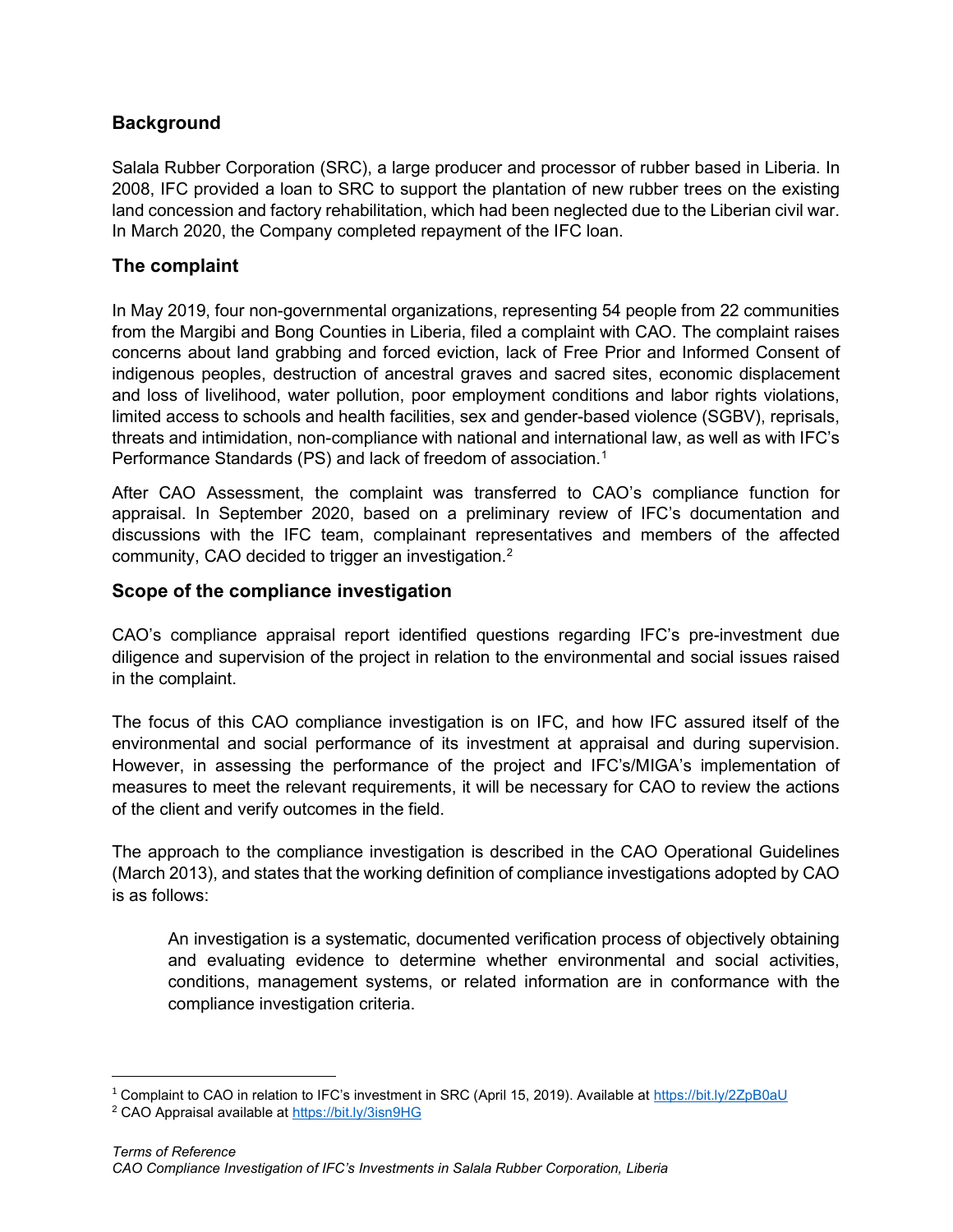## Background

Salala Rubber Corporation (SRC), a large producer and processor of rubber based in Liberia. In 2008, IFC provided a loan to SRC to support the plantation of new rubber trees on the existing land concession and factory rehabilitation, which had been neglected due to the Liberian civil war. In March 2020, the Company completed repayment of the IFC loan.

## The complaint

In May 2019, four non-governmental organizations, representing 54 people from 22 communities from the Margibi and Bong Counties in Liberia, filed a complaint with CAO. The complaint raises concerns about land grabbing and forced eviction, lack of Free Prior and Informed Consent of indigenous peoples, destruction of ancestral graves and sacred sites, economic displacement and loss of livelihood, water pollution, poor employment conditions and labor rights violations, limited access to schools and health facilities, sex and gender-based violence (SGBV), reprisals, threats and intimidation, non-compliance with national and international law, as well as with IFC's Performance Standards (PS) and lack of freedom of association.[1]

After CAO Assessment, the complaint was transferred to CAO's compliance function for appraisal. In September 2020, based on a preliminary review of IFC's documentation and discussions with the IFC team, complainant representatives and members of the affected community, CAO decided to trigger an investigation.[2]

## Scope of the compliance investigation

CAO's compliance appraisal report identified questions regarding IFC's pre-investment due diligence and supervision of the project in relation to the environmental and social issues raised in the complaint.

The focus of this CAO compliance investigation is on IFC, and how IFC assured itself of the environmental and social performance of its investment at appraisal and during supervision. However, in assessing the performance of the project and IFC's/MIGA's implementation of measures to meet the relevant requirements, it will be necessary for CAO to review the actions of the client and verify outcomes in the field.

The approach to the compliance investigation is described in the CAO Operational Guidelines (March 2013), and states that the working definition of compliance investigations adopted by CAO is as follows:

> An investigation is a systematic, documented verification process of objectively obtaining and evaluating evidence to determine whether environmental and social activities, conditions, management systems, or related information are in conformance with the compliance investigation criteria.

---

[1] Complaint to CAO in relation to IFC's investment in SRC (April 15, 2019). Available at https://bit.ly/2ZpB0aU

[2] CAO Appraisal available at https://bit.ly/3isn9HG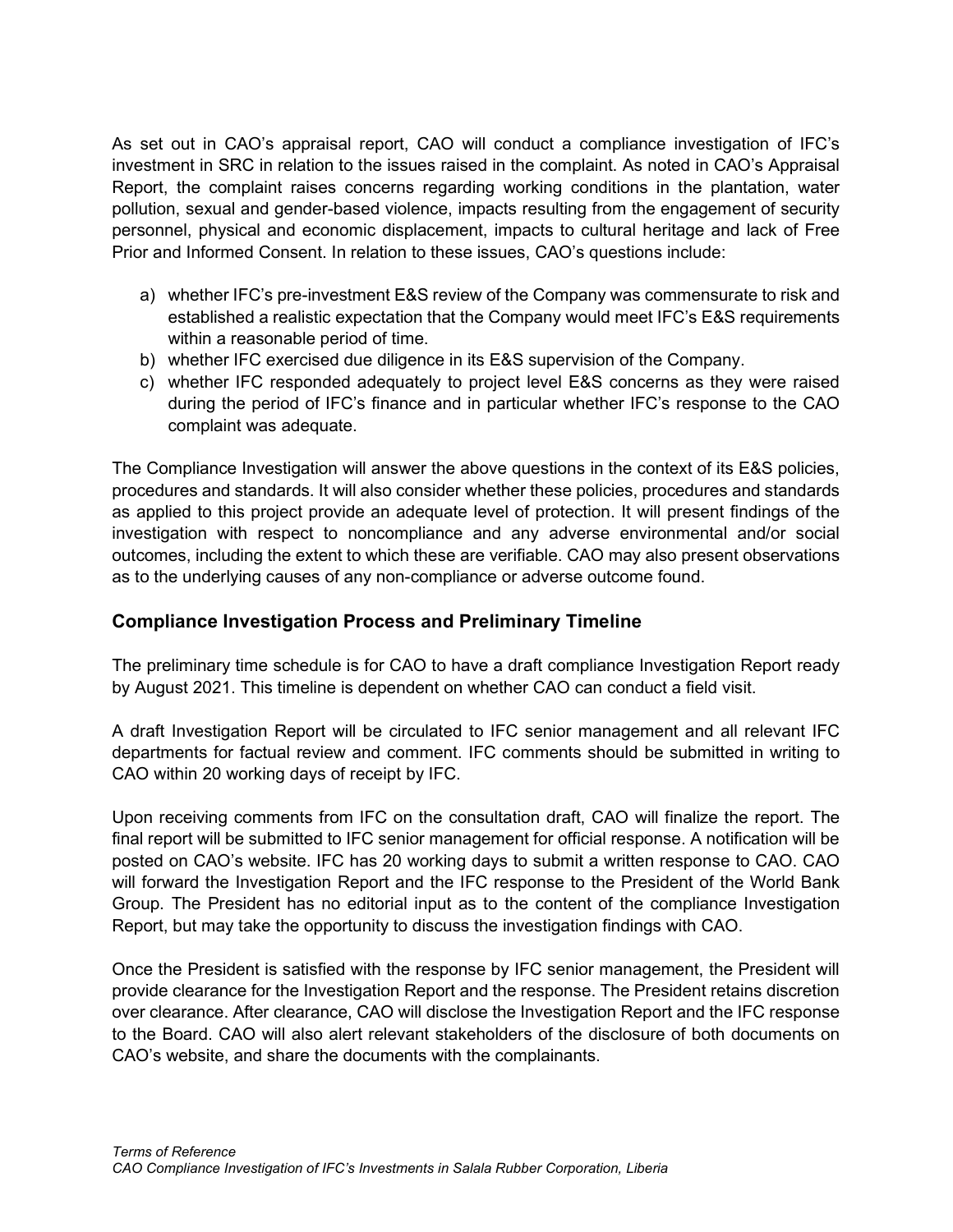As set out in CAO's appraisal report, CAO will conduct a compliance investigation of IFC's investment in SRC in relation to the issues raised in the complaint. As noted in CAO's Appraisal Report, the complaint raises concerns regarding working conditions in the plantation, water pollution, sexual and gender-based violence, impacts resulting from the engagement of security personnel, physical and economic displacement, impacts to cultural heritage and lack of Free Prior and Informed Consent. In relation to these issues, CAO's questions include:

a) whether IFC's pre-investment E&S review of the Company was commensurate to risk and established a realistic expectation that the Company would meet IFC's E&S requirements within a reasonable period of time.
b) whether IFC exercised due diligence in its E&S supervision of the Company.
c) whether IFC responded adequately to project level E&S concerns as they were raised during the period of IFC's finance and in particular whether IFC's response to the CAO complaint was adequate.

The Compliance Investigation will answer the above questions in the context of its E&S policies, procedures and standards. It will also consider whether these policies, procedures and standards as applied to this project provide an adequate level of protection. It will present findings of the investigation with respect to noncompliance and any adverse environmental and/or social outcomes, including the extent to which these are verifiable. CAO may also present observations as to the underlying causes of any non-compliance or adverse outcome found.

## Compliance Investigation Process and Preliminary Timeline

The preliminary time schedule is for CAO to have a draft compliance Investigation Report ready by August 2021. This timeline is dependent on whether CAO can conduct a field visit.

A draft Investigation Report will be circulated to IFC senior management and all relevant IFC departments for factual review and comment. IFC comments should be submitted in writing to CAO within 20 working days of receipt by IFC.

Upon receiving comments from IFC on the consultation draft, CAO will finalize the report. The final report will be submitted to IFC senior management for official response. A notification will be posted on CAO's website. IFC has 20 working days to submit a written response to CAO. CAO will forward the Investigation Report and the IFC response to the President of the World Bank Group. The President has no editorial input as to the content of the compliance Investigation Report, but may take the opportunity to discuss the investigation findings with CAO.

Once the President is satisfied with the response by IFC senior management, the President will provide clearance for the Investigation Report and the response. The President retains discretion over clearance. After clearance, CAO will disclose the Investigation Report and the IFC response to the Board. CAO will also alert relevant stakeholders of the disclosure of both documents on CAO's website, and share the documents with the complainants.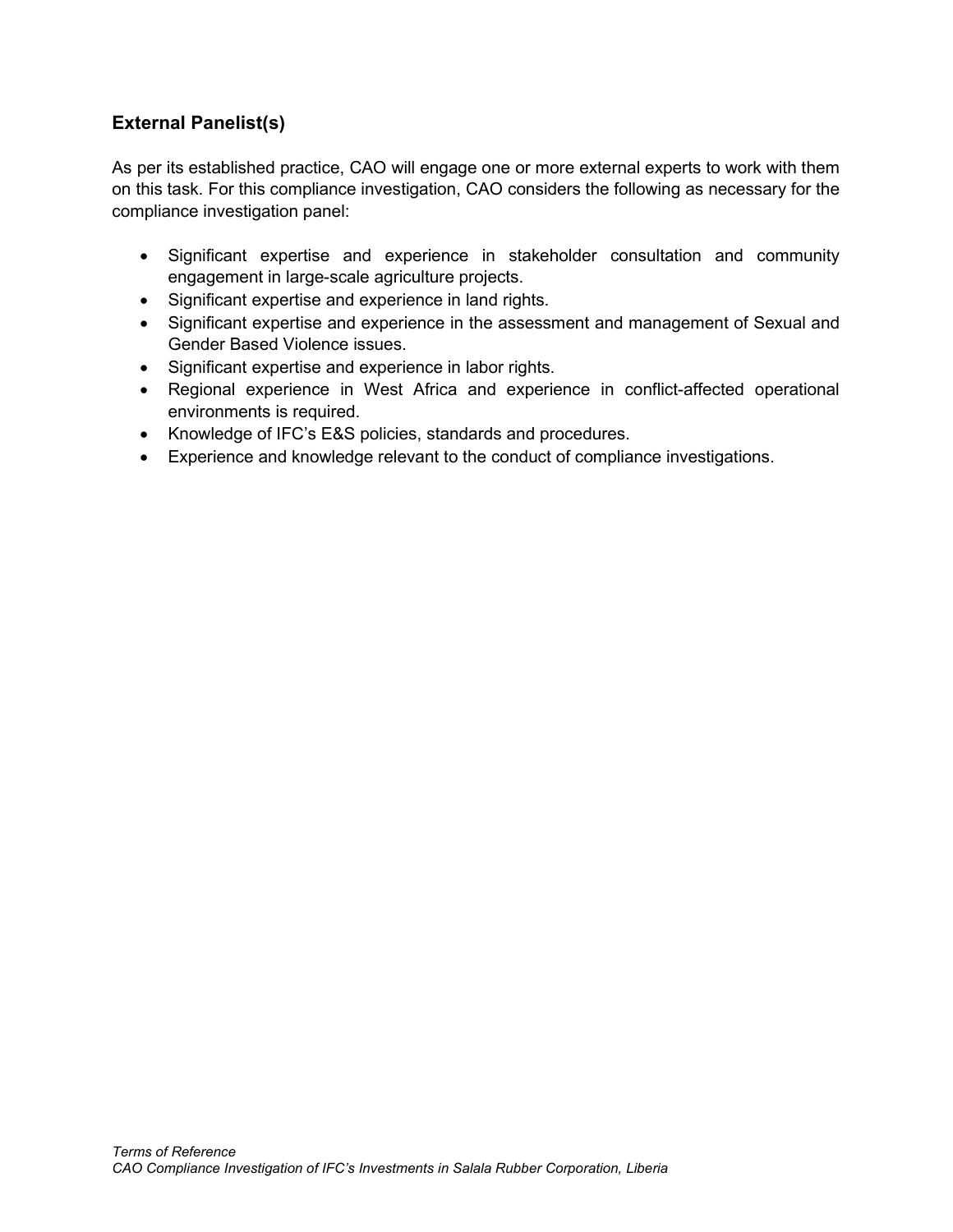## External Panelist(s)

As per its established practice, CAO will engage one or more external experts to work with them on this task. For this compliance investigation, CAO considers the following as necessary for the compliance investigation panel:

- Significant expertise and experience in stakeholder consultation and community engagement in large-scale agriculture projects.
- Significant expertise and experience in land rights.
- Significant expertise and experience in the assessment and management of Sexual and Gender Based Violence issues.
- Significant expertise and experience in labor rights.
- Regional experience in West Africa and experience in conflict-affected operational environments is required.
- Knowledge of IFC's E&S policies, standards and procedures.
- Experience and knowledge relevant to the conduct of compliance investigations.